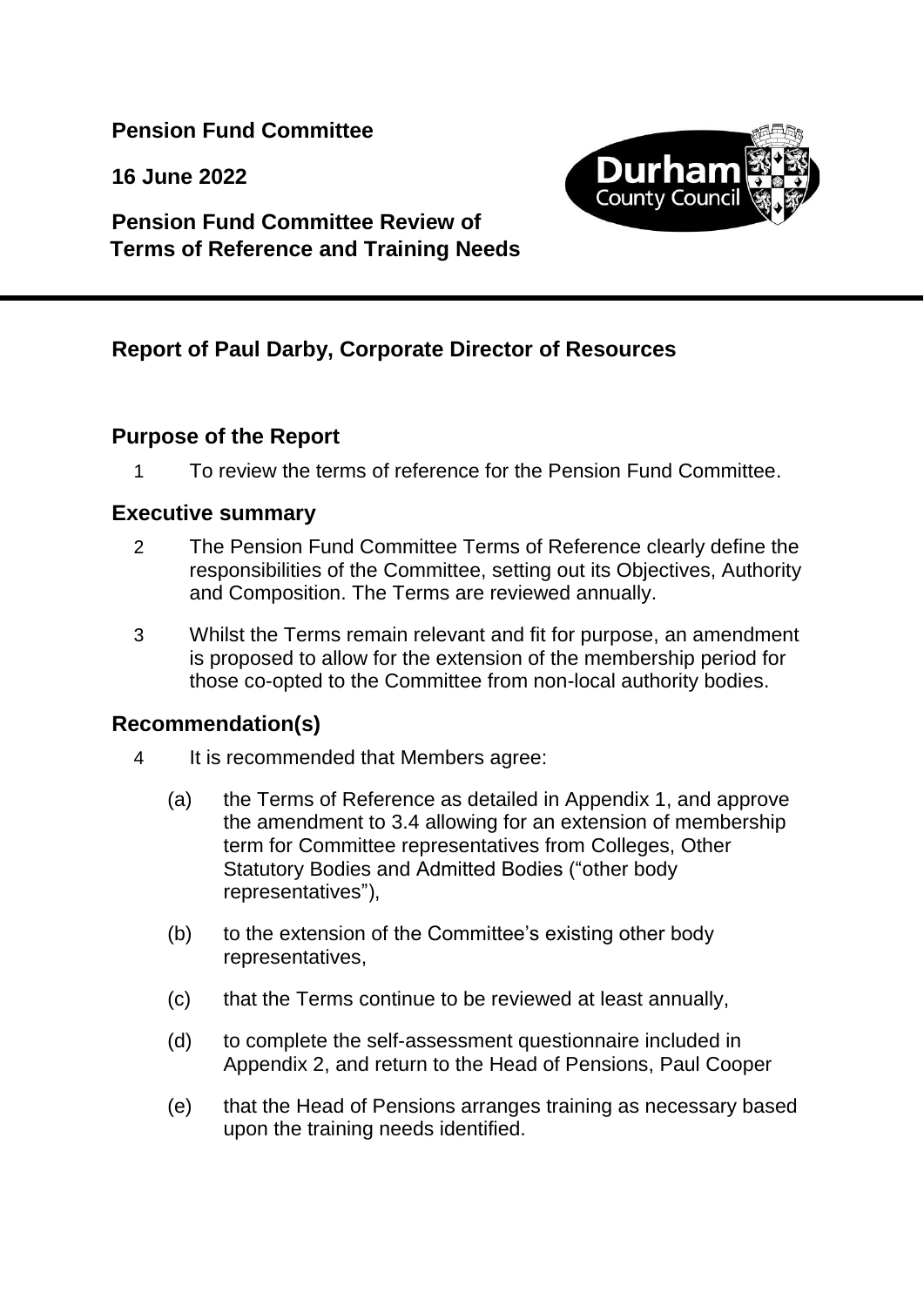**Pension Fund Committee**

**16 June 2022**

**Pension Fund Committee Review of Terms of Reference and Training Needs**

## Report of Paul Darby, Corporate Director of Resources

### Purpose of the Report

1 To review the terms of reference for the Pension Fund Committee.

### Executive summary

2 The Pension Fund Committee Terms of Reference clearly define the responsibilities of the Committee, setting out its Objectives, Authority and Composition. The Terms are reviewed annually.

3 Whilst the Terms remain relevant and fit for purpose, an amendment is proposed to allow for the extension of the membership period for those co-opted to the Committee from non-local authority bodies.

### Recommendation(s)

4 It is recommended that Members agree:

(a) the Terms of Reference as detailed in Appendix 1, and approve the amendment to 3.4 allowing for an extension of membership term for Committee representatives from Colleges, Other Statutory Bodies and Admitted Bodies ("other body representatives"),

(b) to the extension of the Committee's existing other body representatives,

(c) that the Terms continue to be reviewed at least annually,

(d) to complete the self-assessment questionnaire included in Appendix 2, and return to the Head of Pensions, Paul Cooper

(e) that the Head of Pensions arranges training as necessary based upon the training needs identified.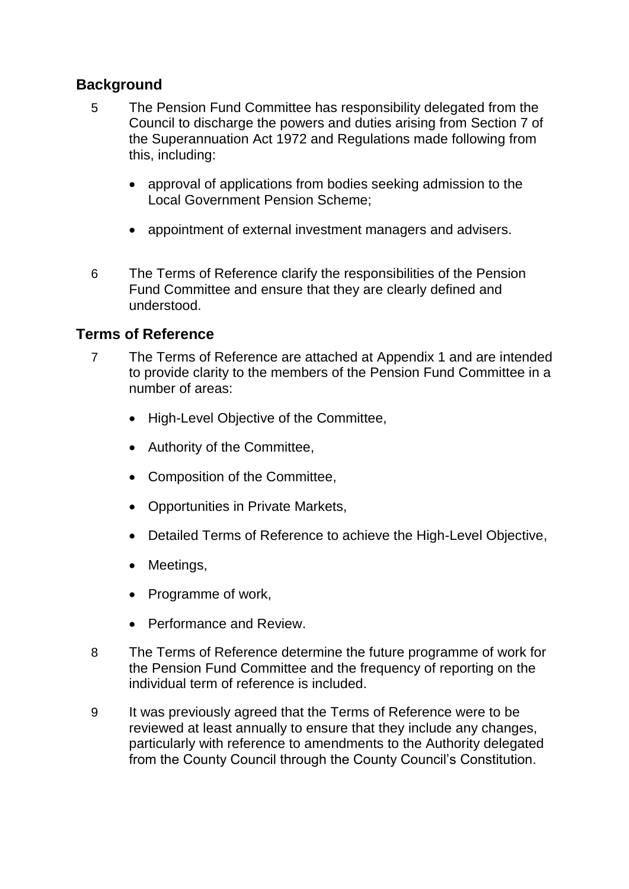## Background

5 The Pension Fund Committee has responsibility delegated from the Council to discharge the powers and duties arising from Section 7 of the Superannuation Act 1972 and Regulations made following from this, including:

- approval of applications from bodies seeking admission to the Local Government Pension Scheme;
- appointment of external investment managers and advisers.

6 The Terms of Reference clarify the responsibilities of the Pension Fund Committee and ensure that they are clearly defined and understood.

## Terms of Reference

7 The Terms of Reference are attached at Appendix 1 and are intended to provide clarity to the members of the Pension Fund Committee in a number of areas:

- High-Level Objective of the Committee,
- Authority of the Committee,
- Composition of the Committee,
- Opportunities in Private Markets,
- Detailed Terms of Reference to achieve the High-Level Objective,
- Meetings,
- Programme of work,
- Performance and Review.

8 The Terms of Reference determine the future programme of work for the Pension Fund Committee and the frequency of reporting on the individual term of reference is included.

9 It was previously agreed that the Terms of Reference were to be reviewed at least annually to ensure that they include any changes, particularly with reference to amendments to the Authority delegated from the County Council through the County Council's Constitution.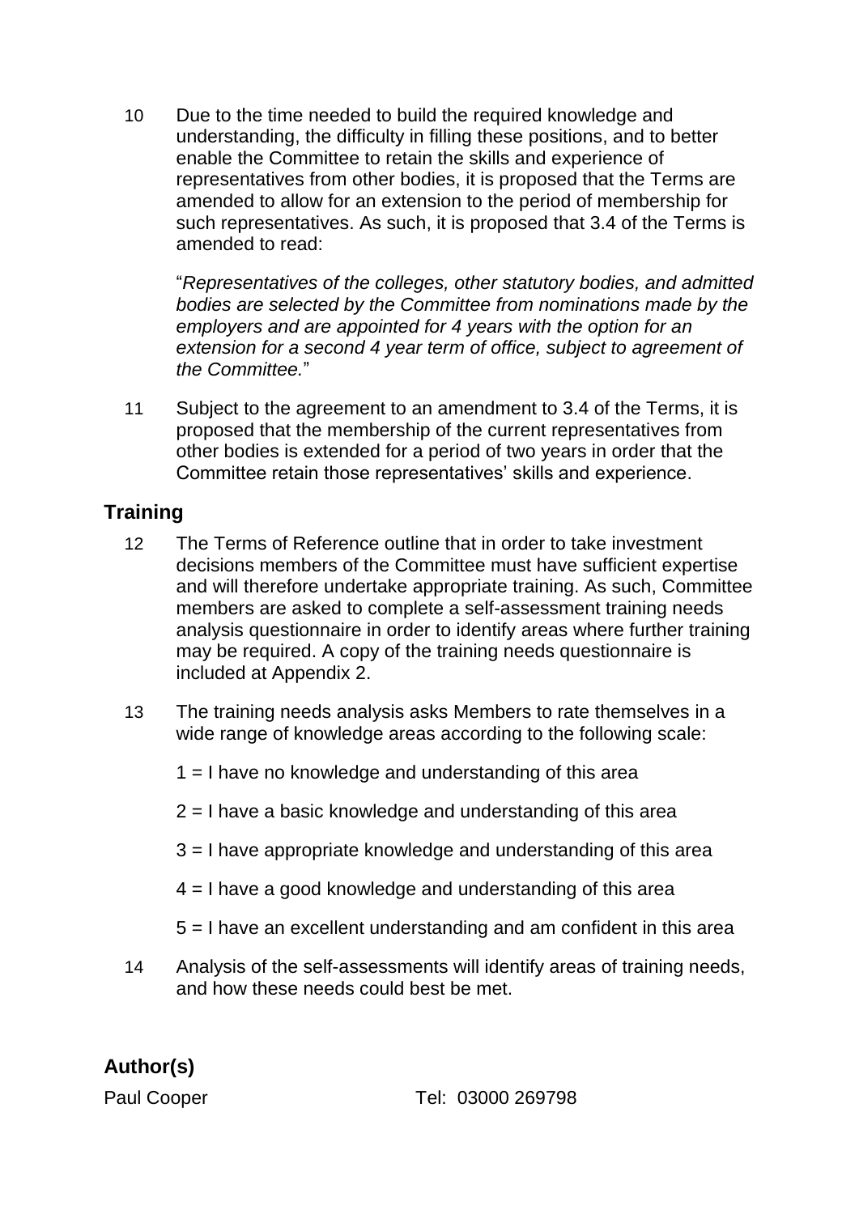10 Due to the time needed to build the required knowledge and understanding, the difficulty in filling these positions, and to better enable the Committee to retain the skills and experience of representatives from other bodies, it is proposed that the Terms are amended to allow for an extension to the period of membership for such representatives. As such, it is proposed that 3.4 of the Terms is amended to read:

"*Representatives of the colleges, other statutory bodies, and admitted bodies are selected by the Committee from nominations made by the employers and are appointed for 4 years with the option for an extension for a second 4 year term of office, subject to agreement of the Committee.*"

11 Subject to the agreement to an amendment to 3.4 of the Terms, it is proposed that the membership of the current representatives from other bodies is extended for a period of two years in order that the Committee retain those representatives' skills and experience.

## Training

12 The Terms of Reference outline that in order to take investment decisions members of the Committee must have sufficient expertise and will therefore undertake appropriate training. As such, Committee members are asked to complete a self-assessment training needs analysis questionnaire in order to identify areas where further training may be required. A copy of the training needs questionnaire is included at Appendix 2.

13 The training needs analysis asks Members to rate themselves in a wide range of knowledge areas according to the following scale:

1 = I have no knowledge and understanding of this area

2 = I have a basic knowledge and understanding of this area

3 = I have appropriate knowledge and understanding of this area

4 = I have a good knowledge and understanding of this area

5 = I have an excellent understanding and am confident in this area

14 Analysis of the self-assessments will identify areas of training needs, and how these needs could best be met.

## Author(s)

Paul Cooper Tel: 03000 269798